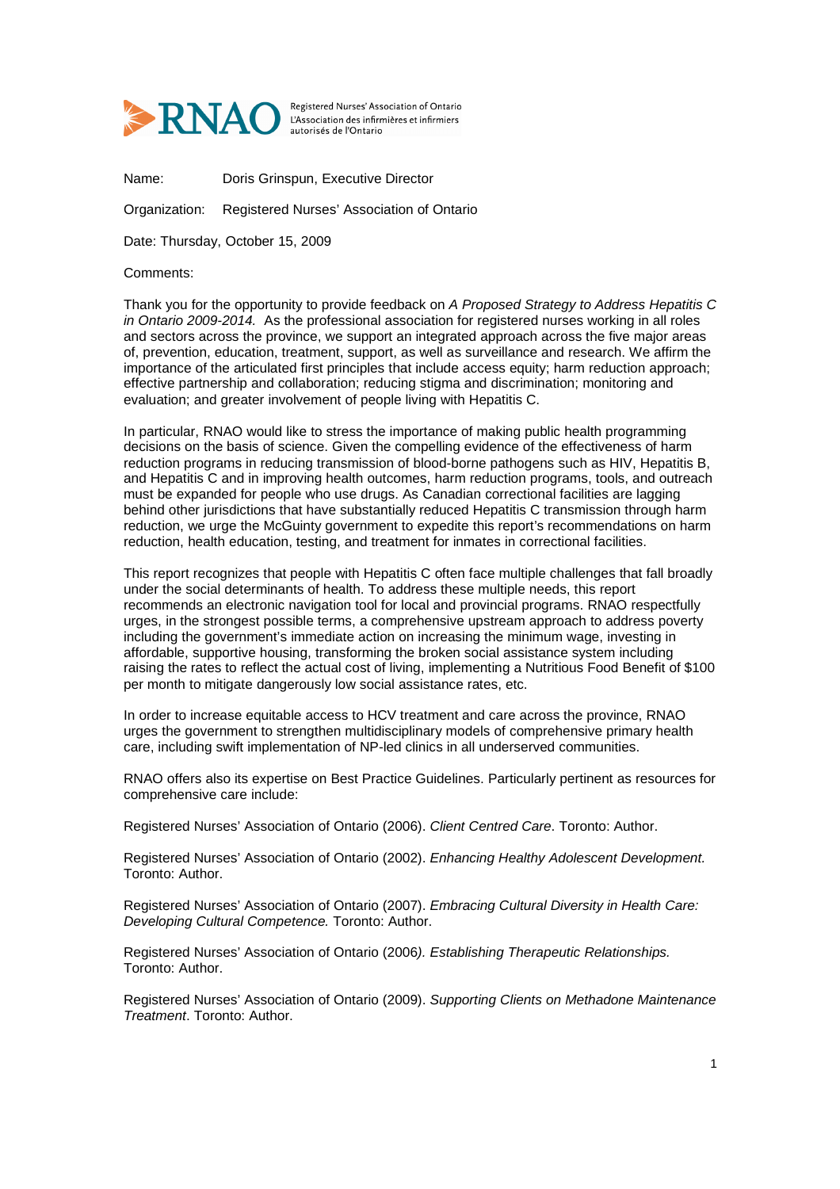RNAO Registered Nurses' Association of Ontario L'Association des infirmières et infirmiers autorisés de l'Ontario

Name: Doris Grinspun, Executive Director

Organization: Registered Nurses' Association of Ontario

Date: Thursday, October 15, 2009

Comments:

Thank you for the opportunity to provide feedback on *A Proposed Strategy to Address Hepatitis C in Ontario 2009-2014.* As the professional association for registered nurses working in all roles and sectors across the province, we support an integrated approach across the five major areas of, prevention, education, treatment, support, as well as surveillance and research. We affirm the importance of the articulated first principles that include access equity; harm reduction approach; effective partnership and collaboration; reducing stigma and discrimination; monitoring and evaluation; and greater involvement of people living with Hepatitis C.

In particular, RNAO would like to stress the importance of making public health programming decisions on the basis of science. Given the compelling evidence of the effectiveness of harm reduction programs in reducing transmission of blood-borne pathogens such as HIV, Hepatitis B, and Hepatitis C and in improving health outcomes, harm reduction programs, tools, and outreach must be expanded for people who use drugs. As Canadian correctional facilities are lagging behind other jurisdictions that have substantially reduced Hepatitis C transmission through harm reduction, we urge the McGuinty government to expedite this report's recommendations on harm reduction, health education, testing, and treatment for inmates in correctional facilities.

This report recognizes that people with Hepatitis C often face multiple challenges that fall broadly under the social determinants of health. To address these multiple needs, this report recommends an electronic navigation tool for local and provincial programs. RNAO respectfully urges, in the strongest possible terms, a comprehensive upstream approach to address poverty including the government's immediate action on increasing the minimum wage, investing in affordable, supportive housing, transforming the broken social assistance system including raising the rates to reflect the actual cost of living, implementing a Nutritious Food Benefit of $100 per month to mitigate dangerously low social assistance rates, etc.

In order to increase equitable access to HCV treatment and care across the province, RNAO urges the government to strengthen multidisciplinary models of comprehensive primary health care, including swift implementation of NP-led clinics in all underserved communities.

RNAO offers also its expertise on Best Practice Guidelines. Particularly pertinent as resources for comprehensive care include:

Registered Nurses' Association of Ontario (2006). *Client Centred Care*. Toronto: Author.

Registered Nurses' Association of Ontario (2002). *Enhancing Healthy Adolescent Development.* Toronto: Author.

Registered Nurses' Association of Ontario (2007). *Embracing Cultural Diversity in Health Care: Developing Cultural Competence.* Toronto: Author.

Registered Nurses' Association of Ontario (2006*). Establishing Therapeutic Relationships.* Toronto: Author.

Registered Nurses' Association of Ontario (2009). *Supporting Clients on Methadone Maintenance Treatment*. Toronto: Author.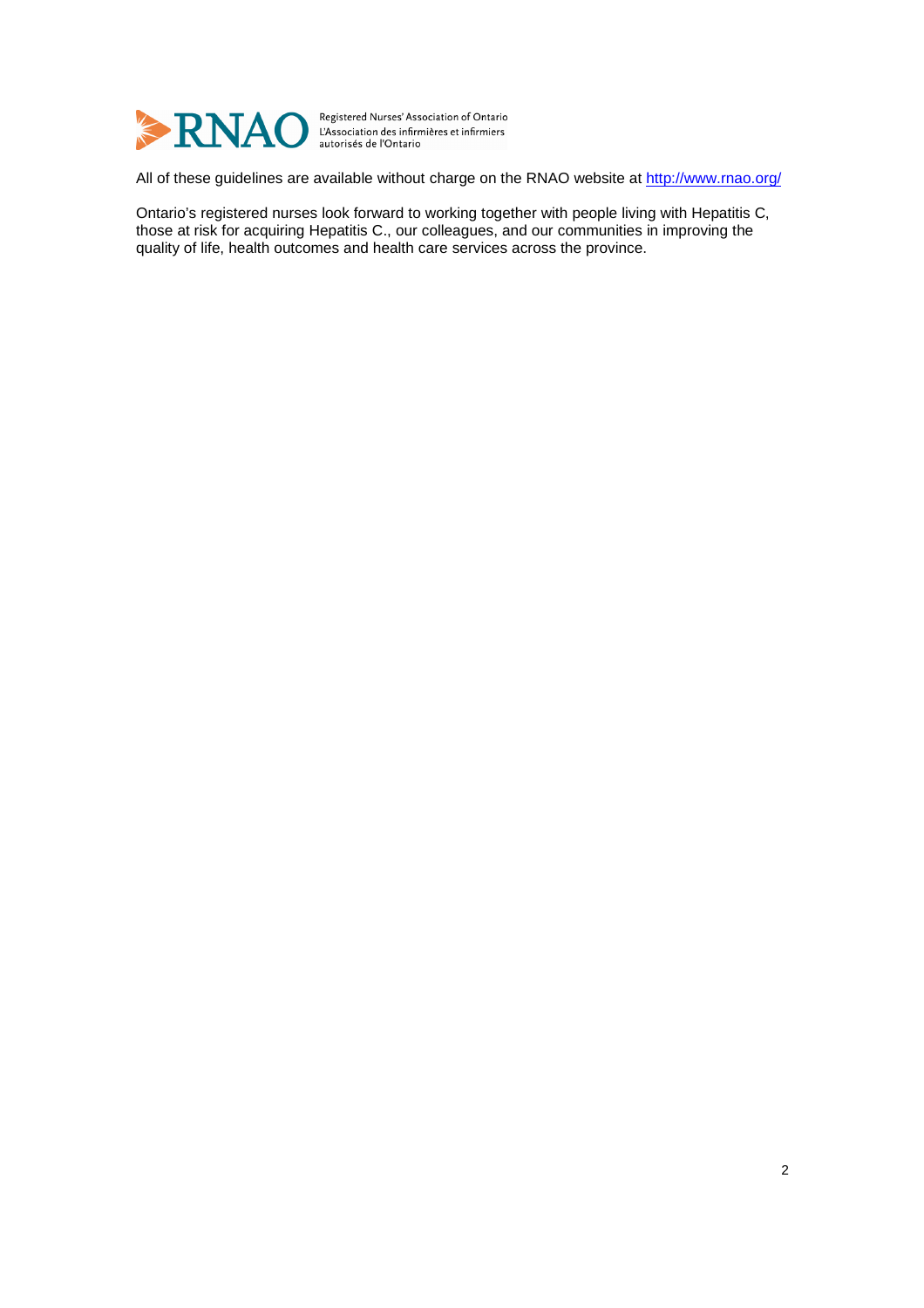All of these guidelines are available without charge on the RNAO website at [http://www.rnao.org/](http://www.rnao.org/)

Ontario's registered nurses look forward to working together with people living with Hepatitis C, those at risk for acquiring Hepatitis C., our colleagues, and our communities in improving the quality of life, health outcomes and health care services across the province.